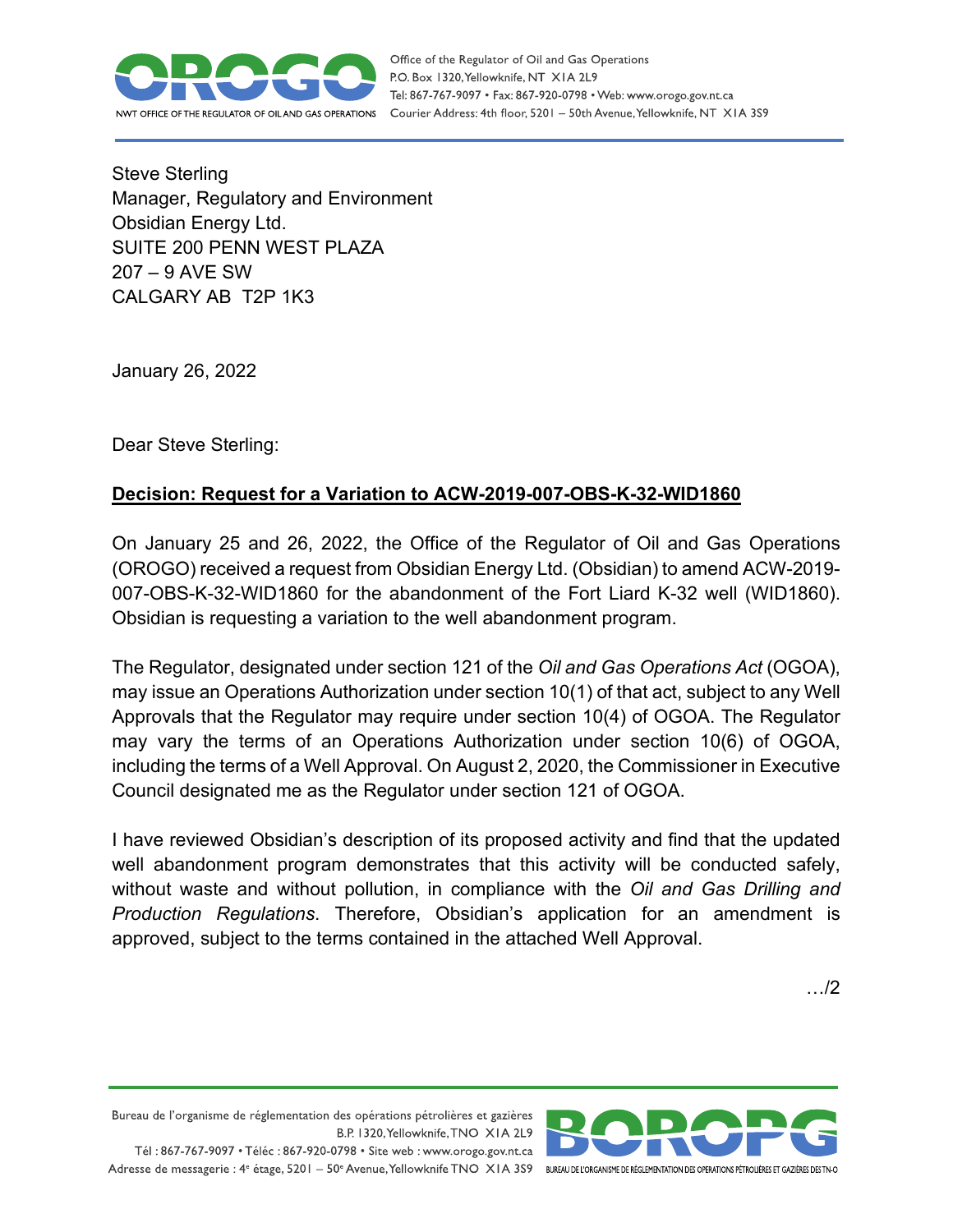Steve Sterling
Manager, Regulatory and Environment
Obsidian Energy Ltd.
SUITE 200 PENN WEST PLAZA
207 – 9 AVE SW
CALGARY AB  T2P 1K3

January 26, 2022

Dear Steve Sterling:

**Decision: Request for a Variation to ACW-2019-007-OBS-K-32-WID1860**

On January 25 and 26, 2022, the Office of the Regulator of Oil and Gas Operations (OROGO) received a request from Obsidian Energy Ltd. (Obsidian) to amend ACW-2019-007-OBS-K-32-WID1860 for the abandonment of the Fort Liard K-32 well (WID1860). Obsidian is requesting a variation to the well abandonment program.

The Regulator, designated under section 121 of the *Oil and Gas Operations Act* (OGOA), may issue an Operations Authorization under section 10(1) of that act, subject to any Well Approvals that the Regulator may require under section 10(4) of OGOA. The Regulator may vary the terms of an Operations Authorization under section 10(6) of OGOA, including the terms of a Well Approval. On August 2, 2020, the Commissioner in Executive Council designated me as the Regulator under section 121 of OGOA.

I have reviewed Obsidian's description of its proposed activity and find that the updated well abandonment program demonstrates that this activity will be conducted safely, without waste and without pollution, in compliance with the *Oil and Gas Drilling and Production Regulations*. Therefore, Obsidian's application for an amendment is approved, subject to the terms contained in the attached Well Approval.

…/2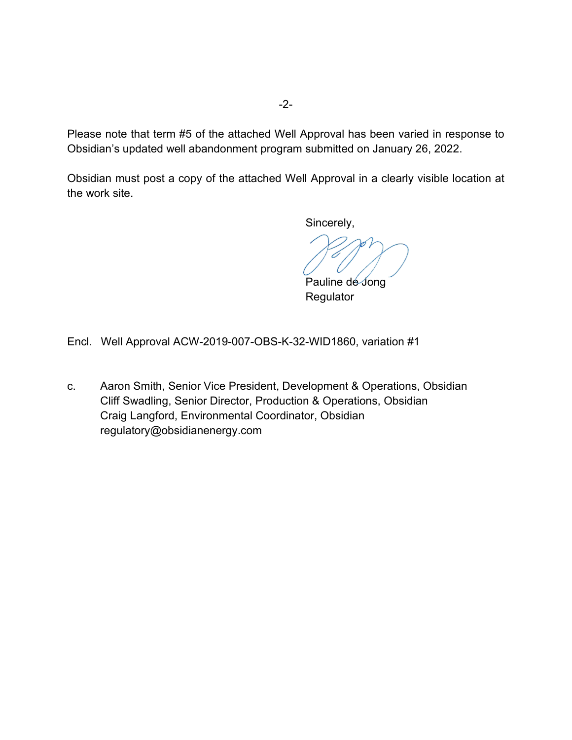Please note that term #5 of the attached Well Approval has been varied in response to Obsidian's updated well abandonment program submitted on January 26, 2022.

Obsidian must post a copy of the attached Well Approval in a clearly visible location at the work site.

Sincerely,

Pauline de Jong
Regulator

Encl. Well Approval ACW-2019-007-OBS-K-32-WID1860, variation #1

c. Aaron Smith, Senior Vice President, Development & Operations, Obsidian
Cliff Swadling, Senior Director, Production & Operations, Obsidian
Craig Langford, Environmental Coordinator, Obsidian
regulatory@obsidianenergy.com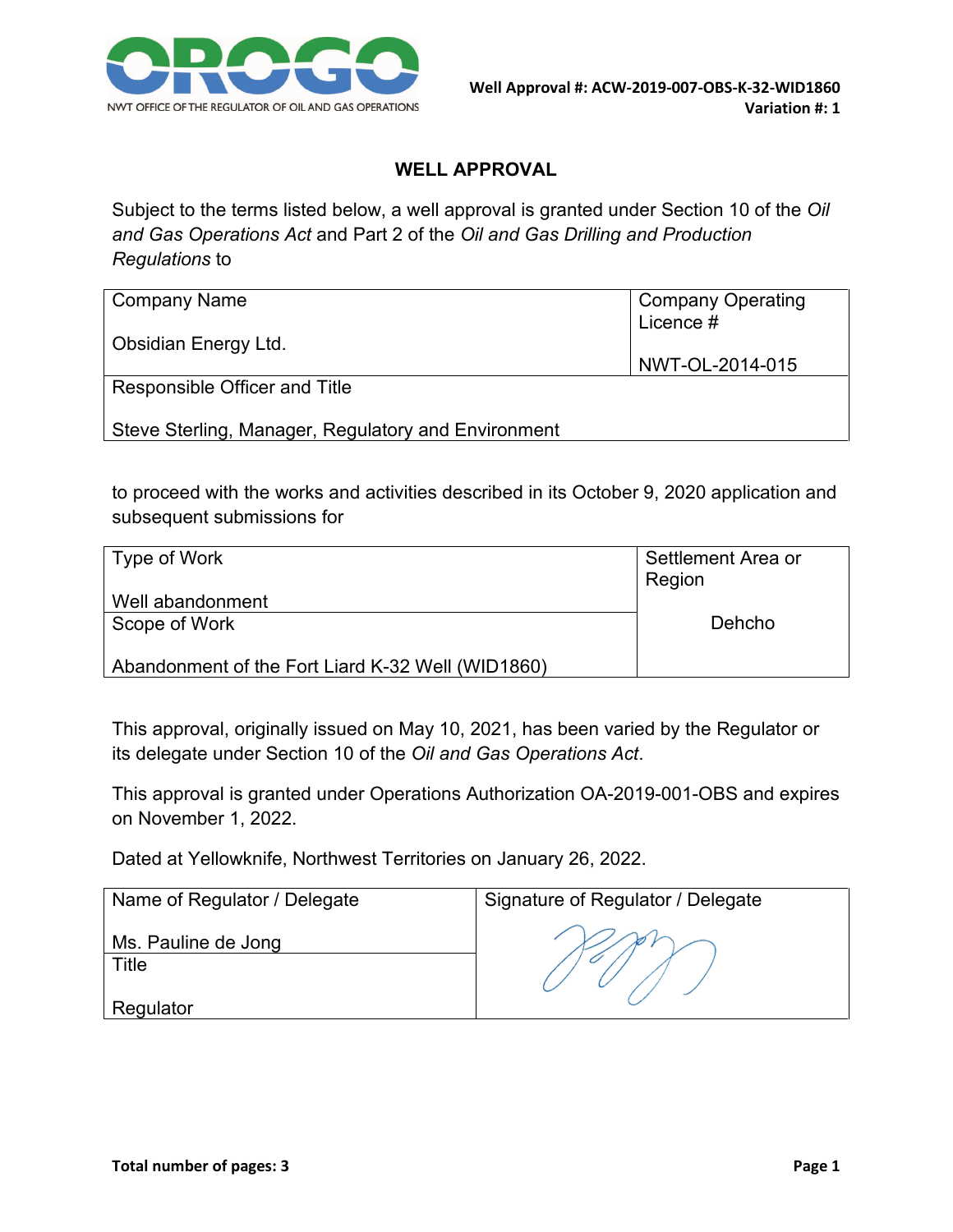Well Approval #: ACW-2019-007-OBS-K-32-WID1860
Variation #: 1

# WELL APPROVAL

Subject to the terms listed below, a well approval is granted under Section 10 of the *Oil and Gas Operations Act* and Part 2 of the *Oil and Gas Drilling and Production Regulations* to

| Company Name | Company Operating Licence # |
|---|---|
| Obsidian Energy Ltd. | NWT-OL-2014-015 |
| Responsible Officer and Title | |
| Steve Sterling, Manager, Regulatory and Environment | |

to proceed with the works and activities described in its October 9, 2020 application and subsequent submissions for

| Type of Work | Settlement Area or Region |
|---|---|
| Well abandonment | Dehcho |
| Scope of Work | |
| Abandonment of the Fort Liard K-32 Well (WID1860) | |

This approval, originally issued on May 10, 2021, has been varied by the Regulator or its delegate under Section 10 of the *Oil and Gas Operations Act*.

This approval is granted under Operations Authorization OA-2019-001-OBS and expires on November 1, 2022.

Dated at Yellowknife, Northwest Territories on January 26, 2022.

| Name of Regulator / Delegate | Signature of Regulator / Delegate |
|---|---|
| Ms. Pauline de Jong | |
| Title | |
| Regulator | |

Total number of pages: 3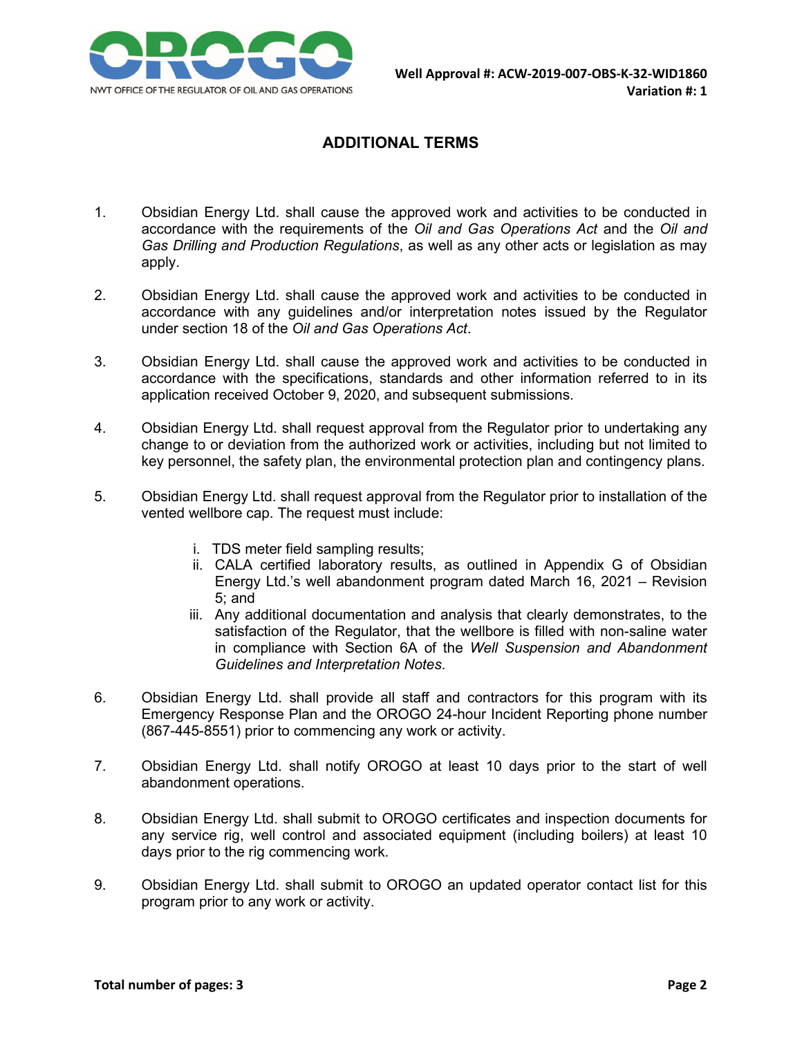## ADDITIONAL TERMS

1. Obsidian Energy Ltd. shall cause the approved work and activities to be conducted in accordance with the requirements of the *Oil and Gas Operations Act* and the *Oil and Gas Drilling and Production Regulations*, as well as any other acts or legislation as may apply.

2. Obsidian Energy Ltd. shall cause the approved work and activities to be conducted in accordance with any guidelines and/or interpretation notes issued by the Regulator under section 18 of the *Oil and Gas Operations Act*.

3. Obsidian Energy Ltd. shall cause the approved work and activities to be conducted in accordance with the specifications, standards and other information referred to in its application received October 9, 2020, and subsequent submissions.

4. Obsidian Energy Ltd. shall request approval from the Regulator prior to undertaking any change to or deviation from the authorized work or activities, including but not limited to key personnel, the safety plan, the environmental protection plan and contingency plans.

5. Obsidian Energy Ltd. shall request approval from the Regulator prior to installation of the vented wellbore cap. The request must include:

   i. TDS meter field sampling results;
   ii. CALA certified laboratory results, as outlined in Appendix G of Obsidian Energy Ltd.'s well abandonment program dated March 16, 2021 – Revision 5; and
   iii. Any additional documentation and analysis that clearly demonstrates, to the satisfaction of the Regulator, that the wellbore is filled with non-saline water in compliance with Section 6A of the *Well Suspension and Abandonment Guidelines and Interpretation Notes*.

6. Obsidian Energy Ltd. shall provide all staff and contractors for this program with its Emergency Response Plan and the OROGO 24-hour Incident Reporting phone number (867-445-8551) prior to commencing any work or activity.

7. Obsidian Energy Ltd. shall notify OROGO at least 10 days prior to the start of well abandonment operations.

8. Obsidian Energy Ltd. shall submit to OROGO certificates and inspection documents for any service rig, well control and associated equipment (including boilers) at least 10 days prior to the rig commencing work.

9. Obsidian Energy Ltd. shall submit to OROGO an updated operator contact list for this program prior to any work or activity.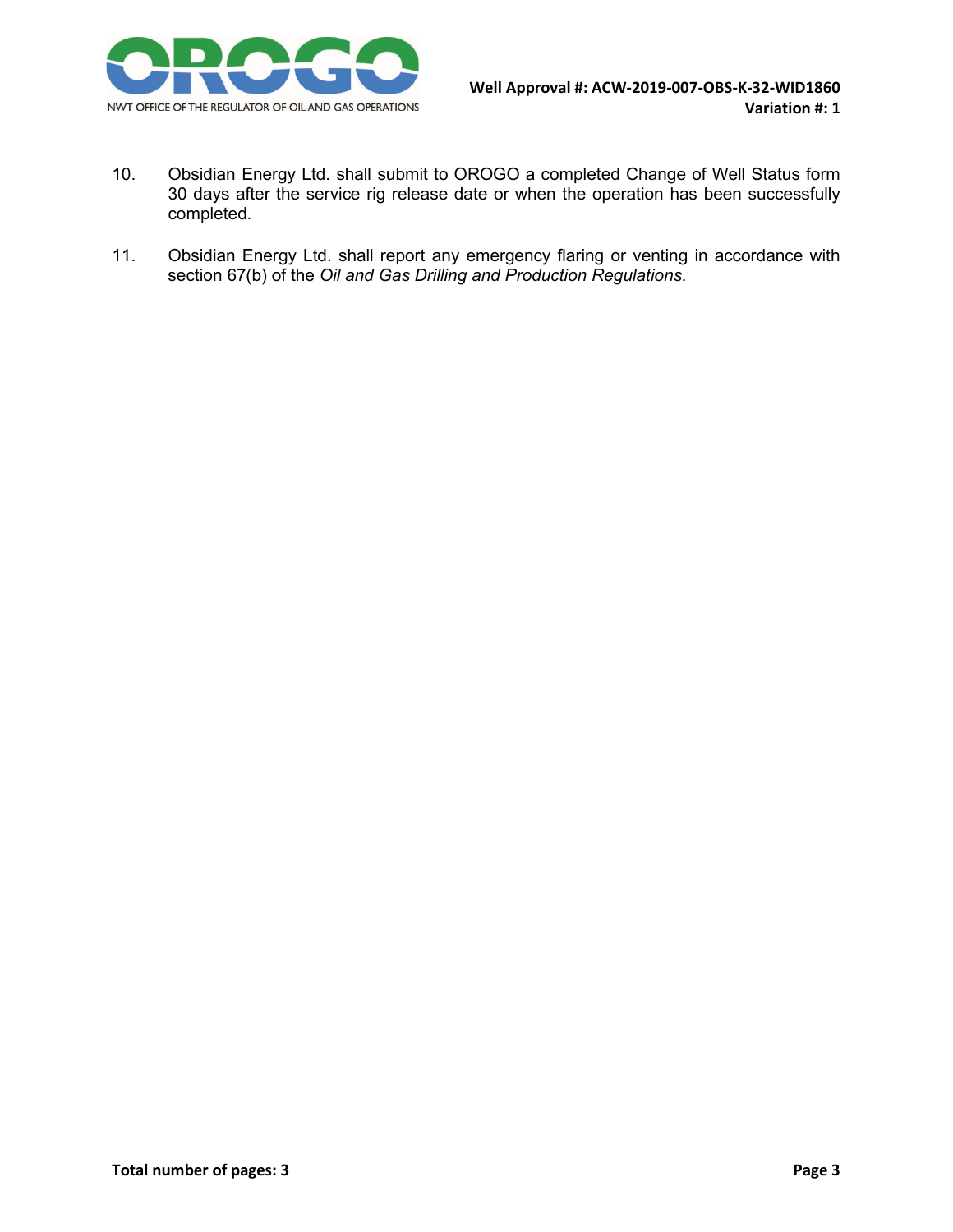10. Obsidian Energy Ltd. shall submit to OROGO a completed Change of Well Status form 30 days after the service rig release date or when the operation has been successfully completed.

11. Obsidian Energy Ltd. shall report any emergency flaring or venting in accordance with section 67(b) of the *Oil and Gas Drilling and Production Regulations.*